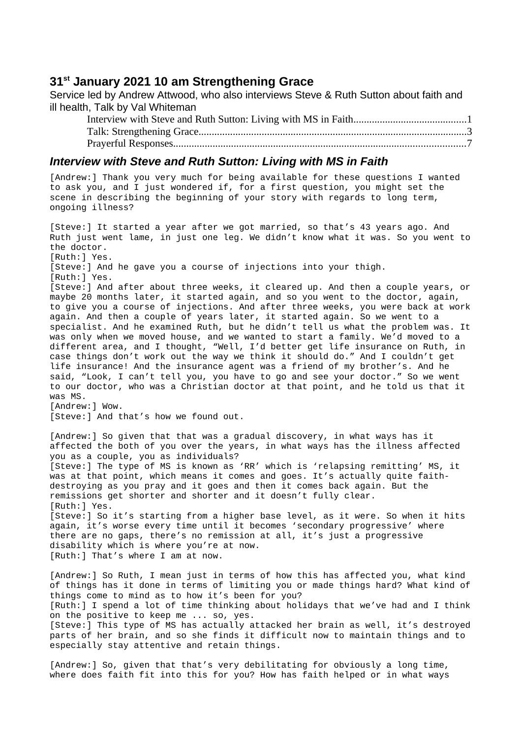## 31st January 2021 10 am Strengthening Grace

Service led by Andrew Attwood, who also interviews Steve & Ruth Sutton about faith and ill health, Talk by Val Whiteman

- Interview with Steve and Ruth Sutton: Living with MS in Faith..........................................1
- Talk: Strengthening Grace....................................................................................................3
- Prayerful Responses.............................................................................................................7

### *Interview with Steve and Ruth Sutton: Living with MS in Faith*

[Andrew:] Thank you very much for being available for these questions I wanted to ask you, and I just wondered if, for a first question, you might set the scene in describing the beginning of your story with regards to long term, ongoing illness?

[Steve:] It started a year after we got married, so that's 43 years ago. And Ruth just went lame, in just one leg. We didn't know what it was. So you went to the doctor.
[Ruth:] Yes.
[Steve:] And he gave you a course of injections into your thigh.
[Ruth:] Yes.
[Steve:] And after about three weeks, it cleared up. And then a couple years, or maybe 20 months later, it started again, and so you went to the doctor, again, to give you a course of injections. And after three weeks, you were back at work again. And then a couple of years later, it started again. So we went to a specialist. And he examined Ruth, but he didn't tell us what the problem was. It was only when we moved house, and we wanted to start a family. We'd moved to a different area, and I thought, "Well, I'd better get life insurance on Ruth, in case things don't work out the way we think it should do." And I couldn't get life insurance! And the insurance agent was a friend of my brother's. And he said, "Look, I can't tell you, you have to go and see your doctor." So we went to our doctor, who was a Christian doctor at that point, and he told us that it was MS.
[Andrew:] Wow.
[Steve:] And that's how we found out.

[Andrew:] So given that that was a gradual discovery, in what ways has it affected the both of you over the years, in what ways has the illness affected you as a couple, you as individuals?
[Steve:] The type of MS is known as 'RR' which is 'relapsing remitting' MS, it was at that point, which means it comes and goes. It's actually quite faith-destroying as you pray and it goes and then it comes back again. But the remissions get shorter and shorter and it doesn't fully clear.
[Ruth:] Yes.
[Steve:] So it's starting from a higher base level, as it were. So when it hits again, it's worse every time until it becomes 'secondary progressive' where there are no gaps, there's no remission at all, it's just a progressive disability which is where you're at now.
[Ruth:] That's where I am at now.

[Andrew:] So Ruth, I mean just in terms of how this has affected you, what kind of things has it done in terms of limiting you or made things hard? What kind of things come to mind as to how it's been for you?
[Ruth:] I spend a lot of time thinking about holidays that we've had and I think on the positive to keep me ... so, yes.
[Steve:] This type of MS has actually attacked her brain as well, it's destroyed parts of her brain, and so she finds it difficult now to maintain things and to especially stay attentive and retain things.

[Andrew:] So, given that that's very debilitating for obviously a long time, where does faith fit into this for you? How has faith helped or in what ways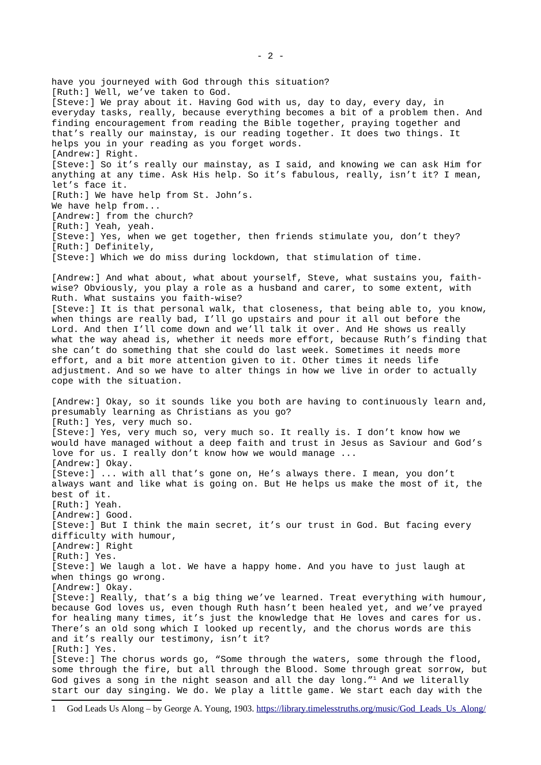have you journeyed with God through this situation?
[Ruth:] Well, we’ve taken to God.
[Steve:] We pray about it. Having God with us, day to day, every day, in everyday tasks, really, because everything becomes a bit of a problem then. And finding encouragement from reading the Bible together, praying together and that’s really our mainstay, is our reading together. It does two things. It helps you in your reading as you forget words.
[Andrew:] Right.
[Steve:] So it’s really our mainstay, as I said, and knowing we can ask Him for anything at any time. Ask His help. So it’s fabulous, really, isn’t it? I mean, let’s face it.
[Ruth:] We have help from St. John’s.
We have help from...
[Andrew:] from the church?
[Ruth:] Yeah, yeah.
[Steve:] Yes, when we get together, then friends stimulate you, don’t they?
[Ruth:] Definitely,
[Steve:] Which we do miss during lockdown, that stimulation of time.

[Andrew:] And what about, what about yourself, Steve, what sustains you, faith-wise? Obviously, you play a role as a husband and carer, to some extent, with Ruth. What sustains you faith-wise?
[Steve:] It is that personal walk, that closeness, that being able to, you know, when things are really bad, I’ll go upstairs and pour it all out before the Lord. And then I’ll come down and we’ll talk it over. And He shows us really what the way ahead is, whether it needs more effort, because Ruth’s finding that she can’t do something that she could do last week. Sometimes it needs more effort, and a bit more attention given to it. Other times it needs life adjustment. And so we have to alter things in how we live in order to actually cope with the situation.

[Andrew:] Okay, so it sounds like you both are having to continuously learn and, presumably learning as Christians as you go?
[Ruth:] Yes, very much so.
[Steve:] Yes, very much so, very much so. It really is. I don’t know how we would have managed without a deep faith and trust in Jesus as Saviour and God’s love for us. I really don’t know how we would manage ...
[Andrew:] Okay.
[Steve:] ... with all that’s gone on, He’s always there. I mean, you don’t always want and like what is going on. But He helps us make the most of it, the best of it.
[Ruth:] Yeah.
[Andrew:] Good.
[Steve:] But I think the main secret, it’s our trust in God. But facing every difficulty with humour,
[Andrew:] Right
[Ruth:] Yes.
[Steve:] We laugh a lot. We have a happy home. And you have to just laugh at when things go wrong.
[Andrew:] Okay.
[Steve:] Really, that’s a big thing we’ve learned. Treat everything with humour, because God loves us, even though Ruth hasn’t been healed yet, and we’ve prayed for healing many times, it’s just the knowledge that He loves and cares for us. There’s an old song which I looked up recently, and the chorus words are this and it’s really our testimony, isn’t it?
[Ruth:] Yes.
[Steve:] The chorus words go, “Some through the waters, some through the flood, some through the fire, but all through the Blood. Some through great sorrow, but God gives a song in the night season and all the day long.”[1] And we literally start our day singing. We do. We play a little game. We start each day with the

1 God Leads Us Along – by George A. Young, 1903. https://library.timelesstruths.org/music/God_Leads_Us_Along/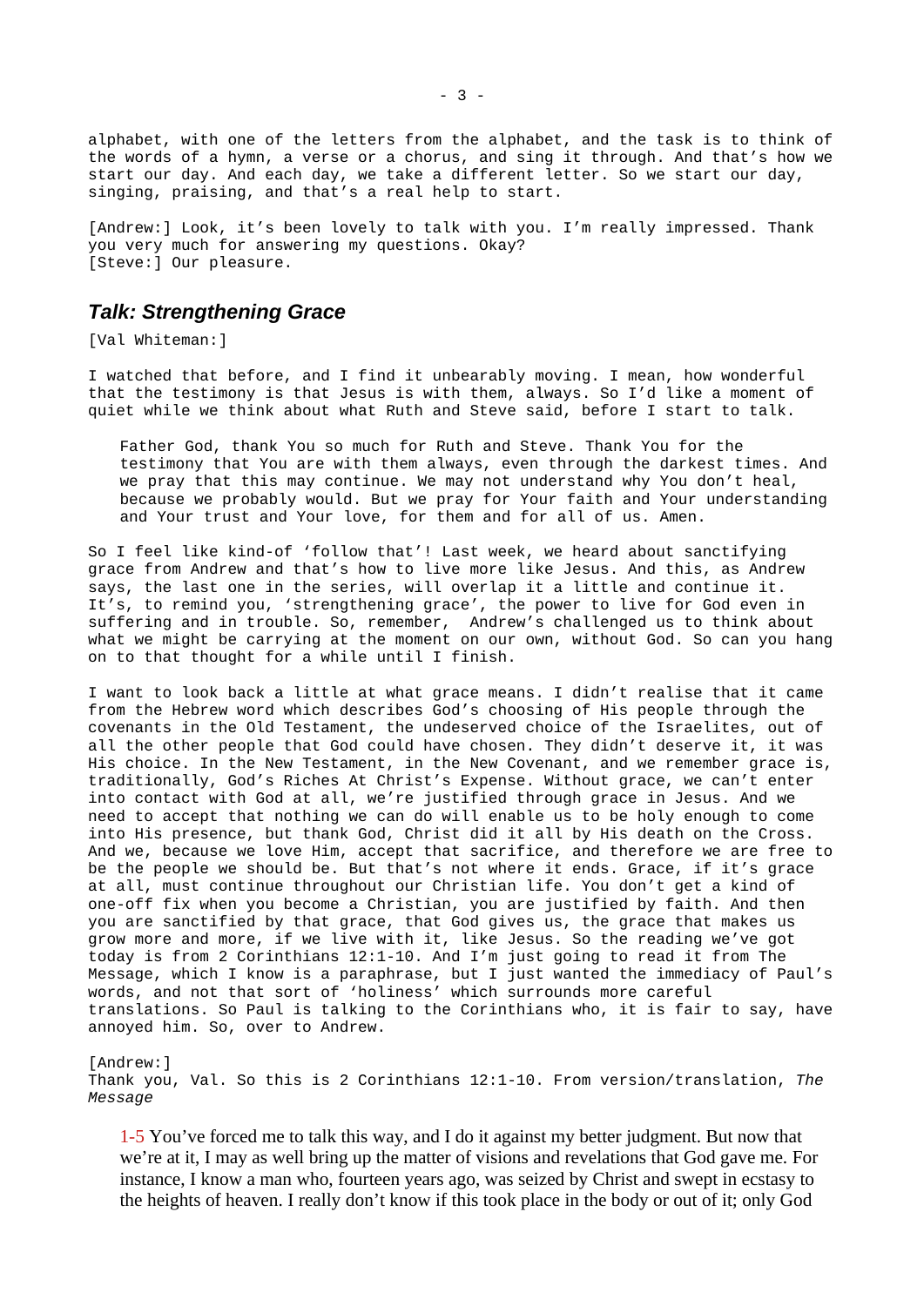alphabet, with one of the letters from the alphabet, and the task is to think of the words of a hymn, a verse or a chorus, and sing it through. And that's how we start our day. And each day, we take a different letter. So we start our day, singing, praising, and that's a real help to start.

[Andrew:] Look, it's been lovely to talk with you. I'm really impressed. Thank you very much for answering my questions. Okay?
[Steve:] Our pleasure.

## *Talk: Strengthening Grace*

[Val Whiteman:]

I watched that before, and I find it unbearably moving. I mean, how wonderful that the testimony is that Jesus is with them, always. So I'd like a moment of quiet while we think about what Ruth and Steve said, before I start to talk.

> Father God, thank You so much for Ruth and Steve. Thank You for the testimony that You are with them always, even through the darkest times. And we pray that this may continue. We may not understand why You don't heal, because we probably would. But we pray for Your faith and Your understanding and Your trust and Your love, for them and for all of us. Amen.

So I feel like kind-of 'follow that'! Last week, we heard about sanctifying grace from Andrew and that's how to live more like Jesus. And this, as Andrew says, the last one in the series, will overlap it a little and continue it. It's, to remind you, 'strengthening grace', the power to live for God even in suffering and in trouble. So, remember, Andrew's challenged us to think about what we might be carrying at the moment on our own, without God. So can you hang on to that thought for a while until I finish.

I want to look back a little at what grace means. I didn't realise that it came from the Hebrew word which describes God's choosing of His people through the covenants in the Old Testament, the undeserved choice of the Israelites, out of all the other people that God could have chosen. They didn't deserve it, it was His choice. In the New Testament, in the New Covenant, and we remember grace is, traditionally, God's Riches At Christ's Expense. Without grace, we can't enter into contact with God at all, we're justified through grace in Jesus. And we need to accept that nothing we can do will enable us to be holy enough to come into His presence, but thank God, Christ did it all by His death on the Cross. And we, because we love Him, accept that sacrifice, and therefore we are free to be the people we should be. But that's not where it ends. Grace, if it's grace at all, must continue throughout our Christian life. You don't get a kind of one-off fix when you become a Christian, you are justified by faith. And then you are sanctified by that grace, that God gives us, the grace that makes us grow more and more, if we live with it, like Jesus. So the reading we've got today is from 2 Corinthians 12:1-10. And I'm just going to read it from The Message, which I know is a paraphrase, but I just wanted the immediacy of Paul's words, and not that sort of 'holiness' which surrounds more careful translations. So Paul is talking to the Corinthians who, it is fair to say, have annoyed him. So, over to Andrew.

[Andrew:]
Thank you, Val. So this is 2 Corinthians 12:1-10. From version/translation, *The Message*

> 1-5 You've forced me to talk this way, and I do it against my better judgment. But now that we're at it, I may as well bring up the matter of visions and revelations that God gave me. For instance, I know a man who, fourteen years ago, was seized by Christ and swept in ecstasy to the heights of heaven. I really don't know if this took place in the body or out of it; only God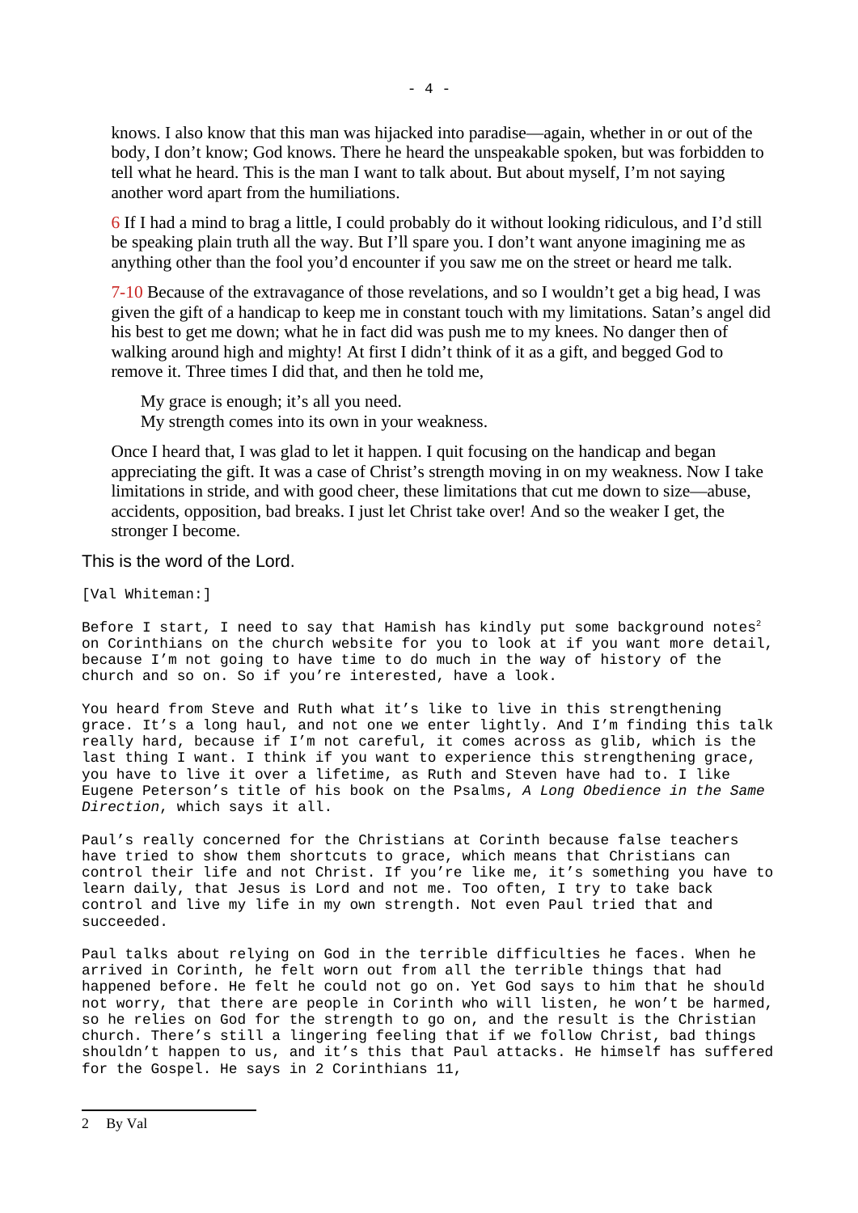knows. I also know that this man was hijacked into paradise—again, whether in or out of the body, I don't know; God knows. There he heard the unspeakable spoken, but was forbidden to tell what he heard. This is the man I want to talk about. But about myself, I'm not saying another word apart from the humiliations.

6 If I had a mind to brag a little, I could probably do it without looking ridiculous, and I'd still be speaking plain truth all the way. But I'll spare you. I don't want anyone imagining me as anything other than the fool you'd encounter if you saw me on the street or heard me talk.

7-10 Because of the extravagance of those revelations, and so I wouldn't get a big head, I was given the gift of a handicap to keep me in constant touch with my limitations. Satan's angel did his best to get me down; what he in fact did was push me to my knees. No danger then of walking around high and mighty! At first I didn't think of it as a gift, and begged God to remove it. Three times I did that, and then he told me,

> My grace is enough; it's all you need.
> My strength comes into its own in your weakness.

Once I heard that, I was glad to let it happen. I quit focusing on the handicap and began appreciating the gift. It was a case of Christ's strength moving in on my weakness. Now I take limitations in stride, and with good cheer, these limitations that cut me down to size—abuse, accidents, opposition, bad breaks. I just let Christ take over! And so the weaker I get, the stronger I become.

This is the word of the Lord.

[Val Whiteman:]

Before I start, I need to say that Hamish has kindly put some background notes[2] on Corinthians on the church website for you to look at if you want more detail, because I'm not going to have time to do much in the way of history of the church and so on. So if you're interested, have a look.

You heard from Steve and Ruth what it's like to live in this strengthening grace. It's a long haul, and not one we enter lightly. And I'm finding this talk really hard, because if I'm not careful, it comes across as glib, which is the last thing I want. I think if you want to experience this strengthening grace, you have to live it over a lifetime, as Ruth and Steven have had to. I like Eugene Peterson's title of his book on the Psalms, *A Long Obedience in the Same Direction*, which says it all.

Paul's really concerned for the Christians at Corinth because false teachers have tried to show them shortcuts to grace, which means that Christians can control their life and not Christ. If you're like me, it's something you have to learn daily, that Jesus is Lord and not me. Too often, I try to take back control and live my life in my own strength. Not even Paul tried that and succeeded.

Paul talks about relying on God in the terrible difficulties he faces. When he arrived in Corinth, he felt worn out from all the terrible things that had happened before. He felt he could not go on. Yet God says to him that he should not worry, that there are people in Corinth who will listen, he won't be harmed, so he relies on God for the strength to go on, and the result is the Christian church. There's still a lingering feeling that if we follow Christ, bad things shouldn't happen to us, and it's this that Paul attacks. He himself has suffered for the Gospel. He says in 2 Corinthians 11,

2 By Val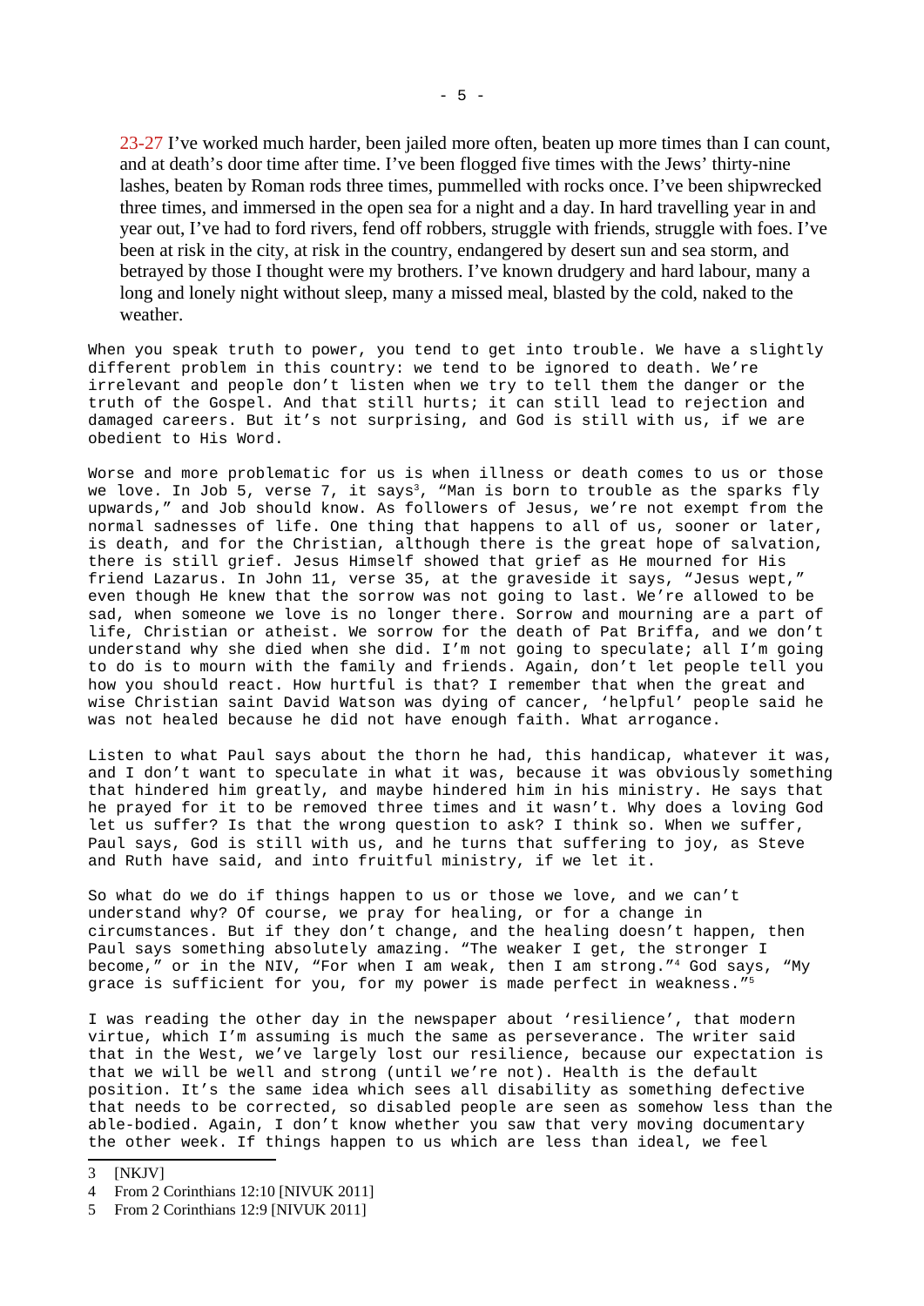23-27 I've worked much harder, been jailed more often, beaten up more times than I can count, and at death's door time after time. I've been flogged five times with the Jews' thirty-nine lashes, beaten by Roman rods three times, pummelled with rocks once. I've been shipwrecked three times, and immersed in the open sea for a night and a day. In hard travelling year in and year out, I've had to ford rivers, fend off robbers, struggle with friends, struggle with foes. I've been at risk in the city, at risk in the country, endangered by desert sun and sea storm, and betrayed by those I thought were my brothers. I've known drudgery and hard labour, many a long and lonely night without sleep, many a missed meal, blasted by the cold, naked to the weather.

When you speak truth to power, you tend to get into trouble. We have a slightly different problem in this country: we tend to be ignored to death. We're irrelevant and people don't listen when we try to tell them the danger or the truth of the Gospel. And that still hurts; it can still lead to rejection and damaged careers. But it's not surprising, and God is still with us, if we are obedient to His Word.

Worse and more problematic for us is when illness or death comes to us or those we love. In Job 5, verse 7, it says[3], "Man is born to trouble as the sparks fly upwards," and Job should know. As followers of Jesus, we're not exempt from the normal sadnesses of life. One thing that happens to all of us, sooner or later, is death, and for the Christian, although there is the great hope of salvation, there is still grief. Jesus Himself showed that grief as He mourned for His friend Lazarus. In John 11, verse 35, at the graveside it says, "Jesus wept," even though He knew that the sorrow was not going to last. We're allowed to be sad, when someone we love is no longer there. Sorrow and mourning are a part of life, Christian or atheist. We sorrow for the death of Pat Briffa, and we don't understand why she died when she did. I'm not going to speculate; all I'm going to do is to mourn with the family and friends. Again, don't let people tell you how you should react. How hurtful is that? I remember that when the great and wise Christian saint David Watson was dying of cancer, 'helpful' people said he was not healed because he did not have enough faith. What arrogance.

Listen to what Paul says about the thorn he had, this handicap, whatever it was, and I don't want to speculate in what it was, because it was obviously something that hindered him greatly, and maybe hindered him in his ministry. He says that he prayed for it to be removed three times and it wasn't. Why does a loving God let us suffer? Is that the wrong question to ask? I think so. When we suffer, Paul says, God is still with us, and he turns that suffering to joy, as Steve and Ruth have said, and into fruitful ministry, if we let it.

So what do we do if things happen to us or those we love, and we can't understand why? Of course, we pray for healing, or for a change in circumstances. But if they don't change, and the healing doesn't happen, then Paul says something absolutely amazing. "The weaker I get, the stronger I become," or in the NIV, "For when I am weak, then I am strong."[4] God says, "My grace is sufficient for you, for my power is made perfect in weakness."[5]

I was reading the other day in the newspaper about 'resilience', that modern virtue, which I'm assuming is much the same as perseverance. The writer said that in the West, we've largely lost our resilience, because our expectation is that we will be well and strong (until we're not). Health is the default position. It's the same idea which sees all disability as something defective that needs to be corrected, so disabled people are seen as somehow less than the able-bodied. Again, I don't know whether you saw that very moving documentary the other week. If things happen to us which are less than ideal, we feel

---

3 [NKJV]

4 From 2 Corinthians 12:10 [NIVUK 2011]

5 From 2 Corinthians 12:9 [NIVUK 2011]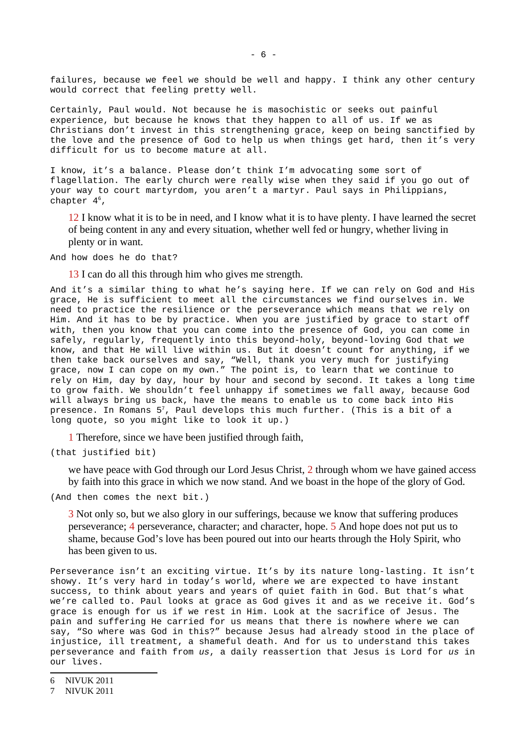failures, because we feel we should be well and happy. I think any other century would correct that feeling pretty well.

Certainly, Paul would. Not because he is masochistic or seeks out painful experience, but because he knows that they happen to all of us. If we as Christians don't invest in this strengthening grace, keep on being sanctified by the love and the presence of God to help us when things get hard, then it's very difficult for us to become mature at all.

I know, it's a balance. Please don't think I'm advocating some sort of flagellation. The early church were really wise when they said if you go out of your way to court martyrdom, you aren't a martyr. Paul says in Philippians, chapter 4[6],

> 12 I know what it is to be in need, and I know what it is to have plenty. I have learned the secret of being content in any and every situation, whether well fed or hungry, whether living in plenty or in want.

And how does he do that?

> 13 I can do all this through him who gives me strength.

And it's a similar thing to what he's saying here. If we can rely on God and His grace, He is sufficient to meet all the circumstances we find ourselves in. We need to practice the resilience or the perseverance which means that we rely on Him. And it has to be by practice. When you are justified by grace to start off with, then you know that you can come into the presence of God, you can come in safely, regularly, frequently into this beyond-holy, beyond-loving God that we know, and that He will live within us. But it doesn't count for anything, if we then take back ourselves and say, "Well, thank you very much for justifying grace, now I can cope on my own." The point is, to learn that we continue to rely on Him, day by day, hour by hour and second by second. It takes a long time to grow faith. We shouldn't feel unhappy if sometimes we fall away, because God will always bring us back, have the means to enable us to come back into His presence. In Romans 5[7], Paul develops this much further. (This is a bit of a long quote, so you might like to look it up.)

> 1 Therefore, since we have been justified through faith,

(that justified bit)

> we have peace with God through our Lord Jesus Christ, 2 through whom we have gained access by faith into this grace in which we now stand. And we boast in the hope of the glory of God.

(And then comes the next bit.)

> 3 Not only so, but we also glory in our sufferings, because we know that suffering produces perseverance; 4 perseverance, character; and character, hope. 5 And hope does not put us to shame, because God's love has been poured out into our hearts through the Holy Spirit, who has been given to us.

Perseverance isn't an exciting virtue. It's by its nature long-lasting. It isn't showy. It's very hard in today's world, where we are expected to have instant success, to think about years and years of quiet faith in God. But that's what we're called to. Paul looks at grace as God gives it and as we receive it. God's grace is enough for us if we rest in Him. Look at the sacrifice of Jesus. The pain and suffering He carried for us means that there is nowhere where we can say, "So where was God in this?" because Jesus had already stood in the place of injustice, ill treatment, a shameful death. And for us to understand this takes perseverance and faith from *us*, a daily reassertion that Jesus is Lord for *us* in our lives.

---

6 NIVUK 2011

7 NIVUK 2011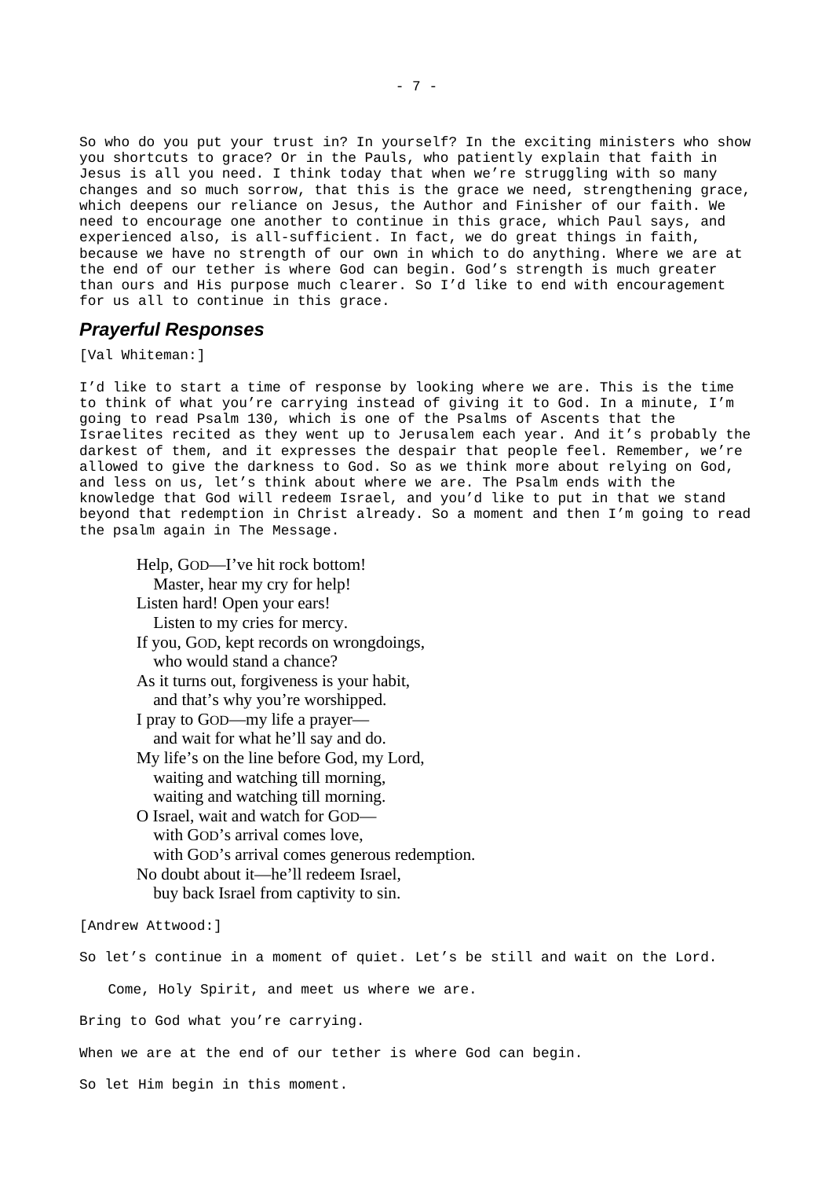So who do you put your trust in? In yourself? In the exciting ministers who show you shortcuts to grace? Or in the Pauls, who patiently explain that faith in Jesus is all you need. I think today that when we're struggling with so many changes and so much sorrow, that this is the grace we need, strengthening grace, which deepens our reliance on Jesus, the Author and Finisher of our faith. We need to encourage one another to continue in this grace, which Paul says, and experienced also, is all-sufficient. In fact, we do great things in faith, because we have no strength of our own in which to do anything. Where we are at the end of our tether is where God can begin. God's strength is much greater than ours and His purpose much clearer. So I'd like to end with encouragement for us all to continue in this grace.

## *Prayerful Responses*

[Val Whiteman:]

I'd like to start a time of response by looking where we are. This is the time to think of what you're carrying instead of giving it to God. In a minute, I'm going to read Psalm 130, which is one of the Psalms of Ascents that the Israelites recited as they went up to Jerusalem each year. And it's probably the darkest of them, and it expresses the despair that people feel. Remember, we're allowed to give the darkness to God. So as we think more about relying on God, and less on us, let's think about where we are. The Psalm ends with the knowledge that God will redeem Israel, and you'd like to put in that we stand beyond that redemption in Christ already. So a moment and then I'm going to read the psalm again in The Message.

> Help, GOD—I've hit rock bottom!
> Master, hear my cry for help!
> Listen hard! Open your ears!
> Listen to my cries for mercy.
> If you, GOD, kept records on wrongdoings,
> who would stand a chance?
> As it turns out, forgiveness is your habit,
> and that's why you're worshipped.
> I pray to GOD—my life a prayer—
> and wait for what he'll say and do.
> My life's on the line before God, my Lord,
> waiting and watching till morning,
> waiting and watching till morning.
> O Israel, wait and watch for GOD—
> with GOD's arrival comes love,
> with GOD's arrival comes generous redemption.
> No doubt about it—he'll redeem Israel,
> buy back Israel from captivity to sin.

[Andrew Attwood:]

So let's continue in a moment of quiet. Let's be still and wait on the Lord.

Come, Holy Spirit, and meet us where we are.

Bring to God what you're carrying.

When we are at the end of our tether is where God can begin.

So let Him begin in this moment.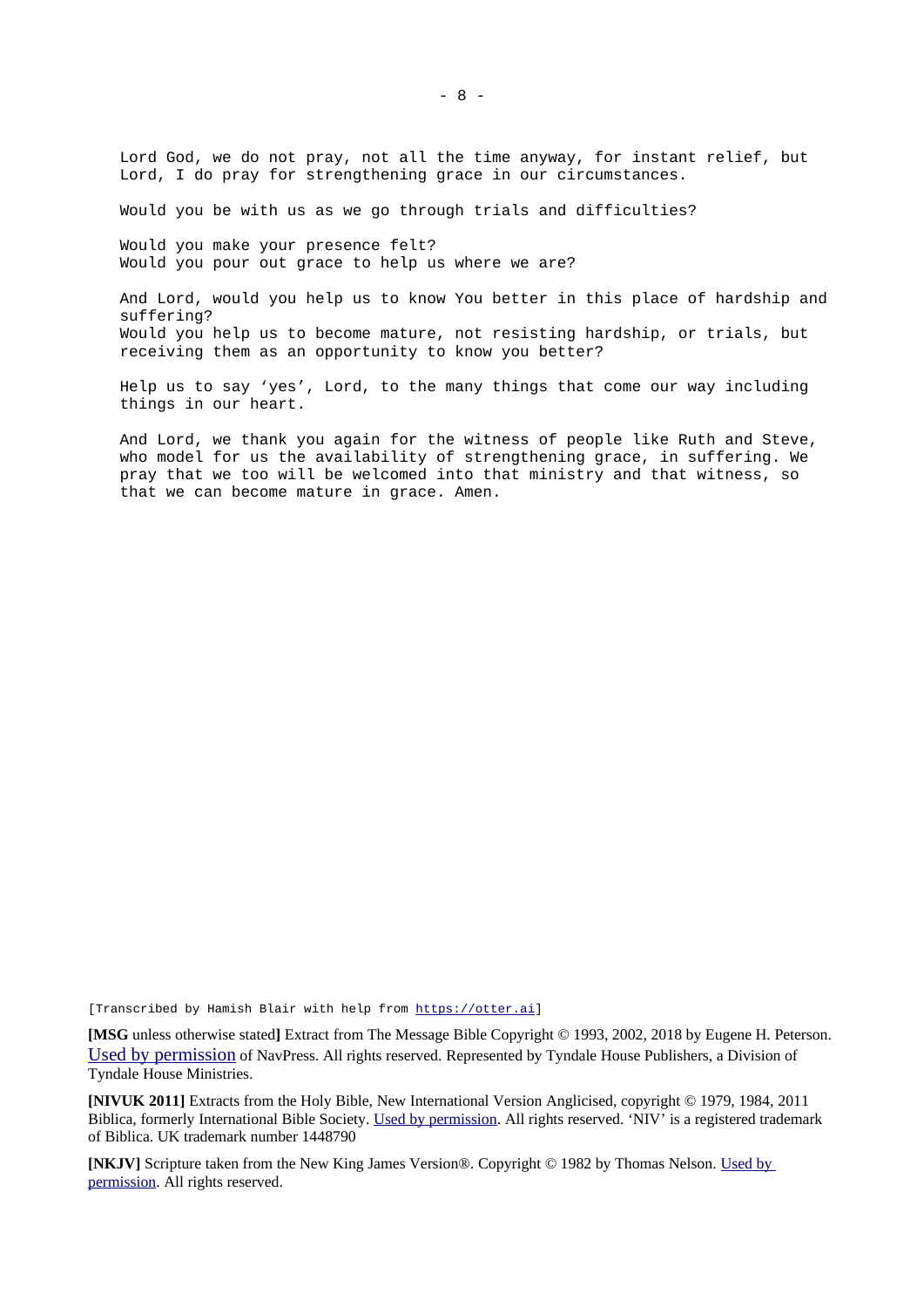Lord God, we do not pray, not all the time anyway, for instant relief, but Lord, I do pray for strengthening grace in our circumstances.

Would you be with us as we go through trials and difficulties?

Would you make your presence felt?
Would you pour out grace to help us where we are?

And Lord, would you help us to know You better in this place of hardship and suffering?
Would you help us to become mature, not resisting hardship, or trials, but receiving them as an opportunity to know you better?

Help us to say 'yes', Lord, to the many things that come our way including things in our heart.

And Lord, we thank you again for the witness of people like Ruth and Steve, who model for us the availability of strengthening grace, in suffering. We pray that we too will be welcomed into that ministry and that witness, so that we can become mature in grace. Amen.

[Transcribed by Hamish Blair with help from https://otter.ai]

**[MSG** unless otherwise stated**]** Extract from The Message Bible Copyright © 1993, 2002, 2018 by Eugene H. Peterson. Used by permission of NavPress. All rights reserved. Represented by Tyndale House Publishers, a Division of Tyndale House Ministries.

**[NIVUK 2011]** Extracts from the Holy Bible, New International Version Anglicised, copyright © 1979, 1984, 2011 Biblica, formerly International Bible Society. Used by permission. All rights reserved. 'NIV' is a registered trademark of Biblica. UK trademark number 1448790

**[NKJV]** Scripture taken from the New King James Version®. Copyright © 1982 by Thomas Nelson. Used by permission. All rights reserved.